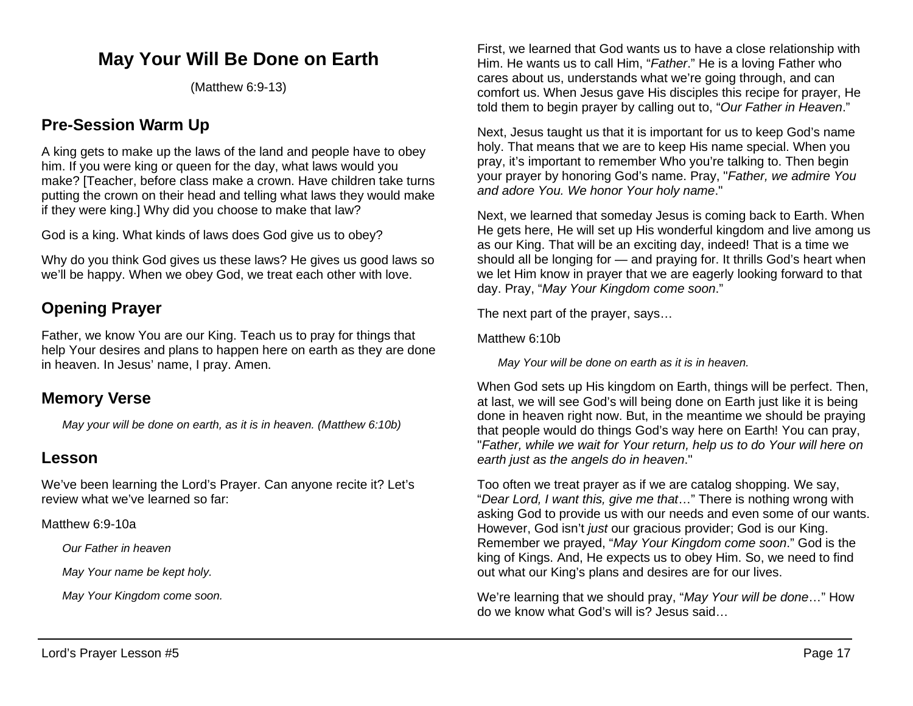# May Your Will Be Done on Earth

(Matthew 6:9-13)

## Pre-Session Warm Up

A king gets to make up the laws of the land and people have to obey him. If you were king or queen for the day, what laws would you make? [Teacher, before class make a crown. Have children take turns putting the crown on their head and telling what laws they would make if they were king.] Why did you choose to make that law?

God is a king. What kinds of laws does God give us to obey?

Why do you think God gives us these laws? He gives us good laws so we'll be happy. When we obey God, we treat each other with love.

## Opening Prayer

Father, we know You are our King. Teach us to pray for things that help Your desires and plans to happen here on earth as they are done in heaven. In Jesus' name, I pray. Amen.

## Memory Verse

> *May your will be done on earth, as it is in heaven. (Matthew 6:10b)*

## Lesson

We've been learning the Lord's Prayer. Can anyone recite it? Let's review what we've learned so far:

Matthew 6:9-10a

> *Our Father in heaven*
>
> *May Your name be kept holy.*
>
> *May Your Kingdom come soon.*

First, we learned that God wants us to have a close relationship with Him. He wants us to call Him, "*Father*." He is a loving Father who cares about us, understands what we're going through, and can comfort us. When Jesus gave His disciples this recipe for prayer, He told them to begin prayer by calling out to, "*Our Father in Heaven*."

Next, Jesus taught us that it is important for us to keep God's name holy. That means that we are to keep His name special. When you pray, it's important to remember Who you're talking to. Then begin your prayer by honoring God's name. Pray, "*Father, we admire You and adore You. We honor Your holy name*."

Next, we learned that someday Jesus is coming back to Earth. When He gets here, He will set up His wonderful kingdom and live among us as our King. That will be an exciting day, indeed! That is a time we should all be longing for — and praying for. It thrills God's heart when we let Him know in prayer that we are eagerly looking forward to that day. Pray, "*May Your Kingdom come soon*."

The next part of the prayer, says…

Matthew 6:10b

> *May Your will be done on earth as it is in heaven.*

When God sets up His kingdom on Earth, things will be perfect. Then, at last, we will see God's will being done on Earth just like it is being done in heaven right now. But, in the meantime we should be praying that people would do things God's way here on Earth! You can pray, "*Father, while we wait for Your return, help us to do Your will here on earth just as the angels do in heaven*."

Too often we treat prayer as if we are catalog shopping. We say, "*Dear Lord, I want this, give me that*…" There is nothing wrong with asking God to provide us with our needs and even some of our wants. However, God isn't *just* our gracious provider; God is our King. Remember we prayed, "*May Your Kingdom come soon*." God is the king of Kings. And, He expects us to obey Him. So, we need to find out what our King's plans and desires are for our lives.

We're learning that we should pray, "*May Your will be done*…" How do we know what God's will is? Jesus said…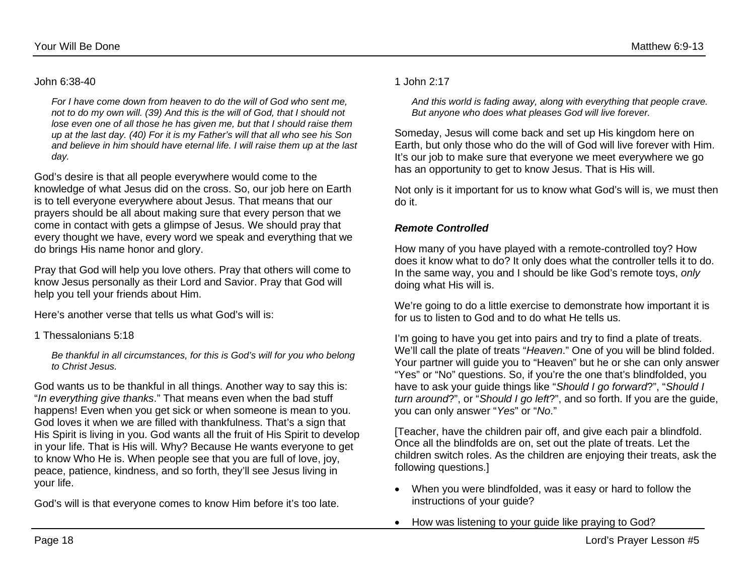John 6:38-40

> *For I have come down from heaven to do the will of God who sent me, not to do my own will. (39) And this is the will of God, that I should not lose even one of all those he has given me, but that I should raise them up at the last day. (40) For it is my Father's will that all who see his Son and believe in him should have eternal life. I will raise them up at the last day.*

God's desire is that all people everywhere would come to the knowledge of what Jesus did on the cross. So, our job here on Earth is to tell everyone everywhere about Jesus. That means that our prayers should be all about making sure that every person that we come in contact with gets a glimpse of Jesus. We should pray that every thought we have, every word we speak and everything that we do brings His name honor and glory.

Pray that God will help you love others. Pray that others will come to know Jesus personally as their Lord and Savior. Pray that God will help you tell your friends about Him.

Here's another verse that tells us what God's will is:

1 Thessalonians 5:18

> *Be thankful in all circumstances, for this is God's will for you who belong to Christ Jesus.*

God wants us to be thankful in all things. Another way to say this is: "*In everything give thanks*." That means even when the bad stuff happens! Even when you get sick or when someone is mean to you. God loves it when we are filled with thankfulness. That's a sign that His Spirit is living in you. God wants all the fruit of His Spirit to develop in your life. That is His will. Why? Because He wants everyone to get to know Who He is. When people see that you are full of love, joy, peace, patience, kindness, and so forth, they'll see Jesus living in your life.

God's will is that everyone comes to know Him before it's too late.

1 John 2:17

> *And this world is fading away, along with everything that people crave. But anyone who does what pleases God will live forever.*

Someday, Jesus will come back and set up His kingdom here on Earth, but only those who do the will of God will live forever with Him. It's our job to make sure that everyone we meet everywhere we go has an opportunity to get to know Jesus. That is His will.

Not only is it important for us to know what God's will is, we must then do it.

### ***Remote Controlled***

How many of you have played with a remote-controlled toy? How does it know what to do? It only does what the controller tells it to do. In the same way, you and I should be like God's remote toys, *only* doing what His will is.

We're going to do a little exercise to demonstrate how important it is for us to listen to God and to do what He tells us.

I'm going to have you get into pairs and try to find a plate of treats. We'll call the plate of treats "*Heaven*." One of you will be blind folded. Your partner will guide you to "Heaven" but he or she can only answer "Yes" or "No" questions. So, if you're the one that's blindfolded, you have to ask your guide things like "*Should I go forward*?", "*Should I turn around*?", or "*Should I go left*?", and so forth. If you are the guide, you can only answer "*Yes*" or "*No*."

[Teacher, have the children pair off, and give each pair a blindfold. Once all the blindfolds are on, set out the plate of treats. Let the children switch roles. As the children are enjoying their treats, ask the following questions.]

- When you were blindfolded, was it easy or hard to follow the instructions of your guide?
- How was listening to your guide like praying to God?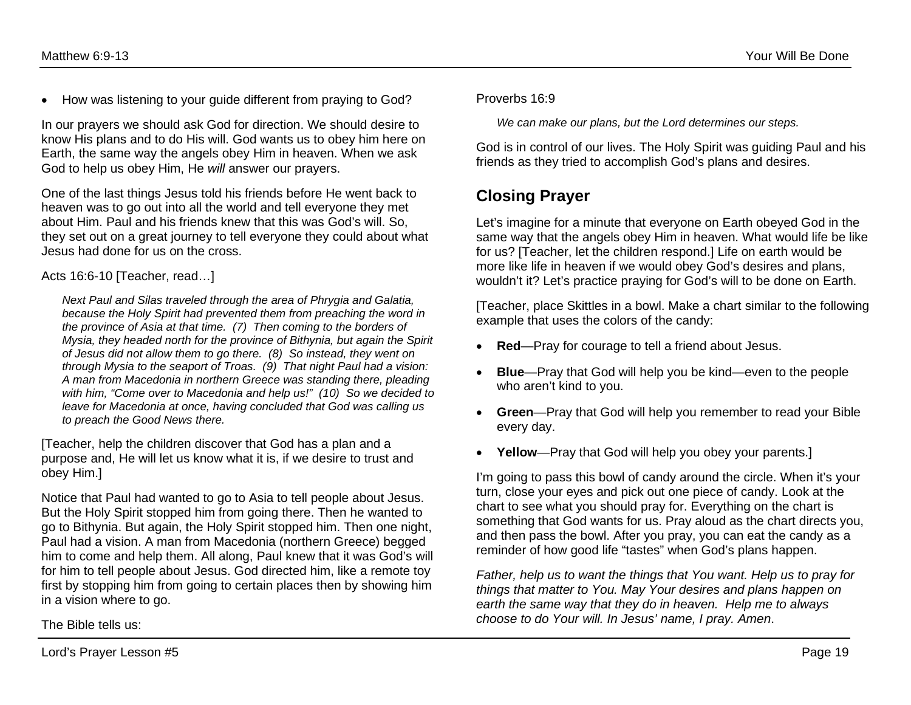- How was listening to your guide different from praying to God?

In our prayers we should ask God for direction. We should desire to know His plans and to do His will. God wants us to obey him here on Earth, the same way the angels obey Him in heaven. When we ask God to help us obey Him, He *will* answer our prayers.

One of the last things Jesus told his friends before He went back to heaven was to go out into all the world and tell everyone they met about Him. Paul and his friends knew that this was God's will. So, they set out on a great journey to tell everyone they could about what Jesus had done for us on the cross.

Acts 16:6-10 [Teacher, read…]

> *Next Paul and Silas traveled through the area of Phrygia and Galatia, because the Holy Spirit had prevented them from preaching the word in the province of Asia at that time. (7) Then coming to the borders of Mysia, they headed north for the province of Bithynia, but again the Spirit of Jesus did not allow them to go there. (8) So instead, they went on through Mysia to the seaport of Troas. (9) That night Paul had a vision: A man from Macedonia in northern Greece was standing there, pleading with him, "Come over to Macedonia and help us!" (10) So we decided to leave for Macedonia at once, having concluded that God was calling us to preach the Good News there.*

[Teacher, help the children discover that God has a plan and a purpose and, He will let us know what it is, if we desire to trust and obey Him.]

Notice that Paul had wanted to go to Asia to tell people about Jesus. But the Holy Spirit stopped him from going there. Then he wanted to go to Bithynia. But again, the Holy Spirit stopped him. Then one night, Paul had a vision. A man from Macedonia (northern Greece) begged him to come and help them. All along, Paul knew that it was God's will for him to tell people about Jesus. God directed him, like a remote toy first by stopping him from going to certain places then by showing him in a vision where to go.

The Bible tells us:

Proverbs 16:9

> *We can make our plans, but the Lord determines our steps.*

God is in control of our lives. The Holy Spirit was guiding Paul and his friends as they tried to accomplish God's plans and desires.

## Closing Prayer

Let's imagine for a minute that everyone on Earth obeyed God in the same way that the angels obey Him in heaven. What would life be like for us? [Teacher, let the children respond.] Life on earth would be more like life in heaven if we would obey God's desires and plans, wouldn't it? Let's practice praying for God's will to be done on Earth.

[Teacher, place Skittles in a bowl. Make a chart similar to the following example that uses the colors of the candy:

- **Red**—Pray for courage to tell a friend about Jesus.
- **Blue**—Pray that God will help you be kind—even to the people who aren't kind to you.
- **Green**—Pray that God will help you remember to read your Bible every day.
- **Yellow**—Pray that God will help you obey your parents.]

I'm going to pass this bowl of candy around the circle. When it's your turn, close your eyes and pick out one piece of candy. Look at the chart to see what you should pray for. Everything on the chart is something that God wants for us. Pray aloud as the chart directs you, and then pass the bowl. After you pray, you can eat the candy as a reminder of how good life "tastes" when God's plans happen.

*Father, help us to want the things that You want. Help us to pray for things that matter to You. May Your desires and plans happen on earth the same way that they do in heaven. Help me to always choose to do Your will. In Jesus' name, I pray. Amen*.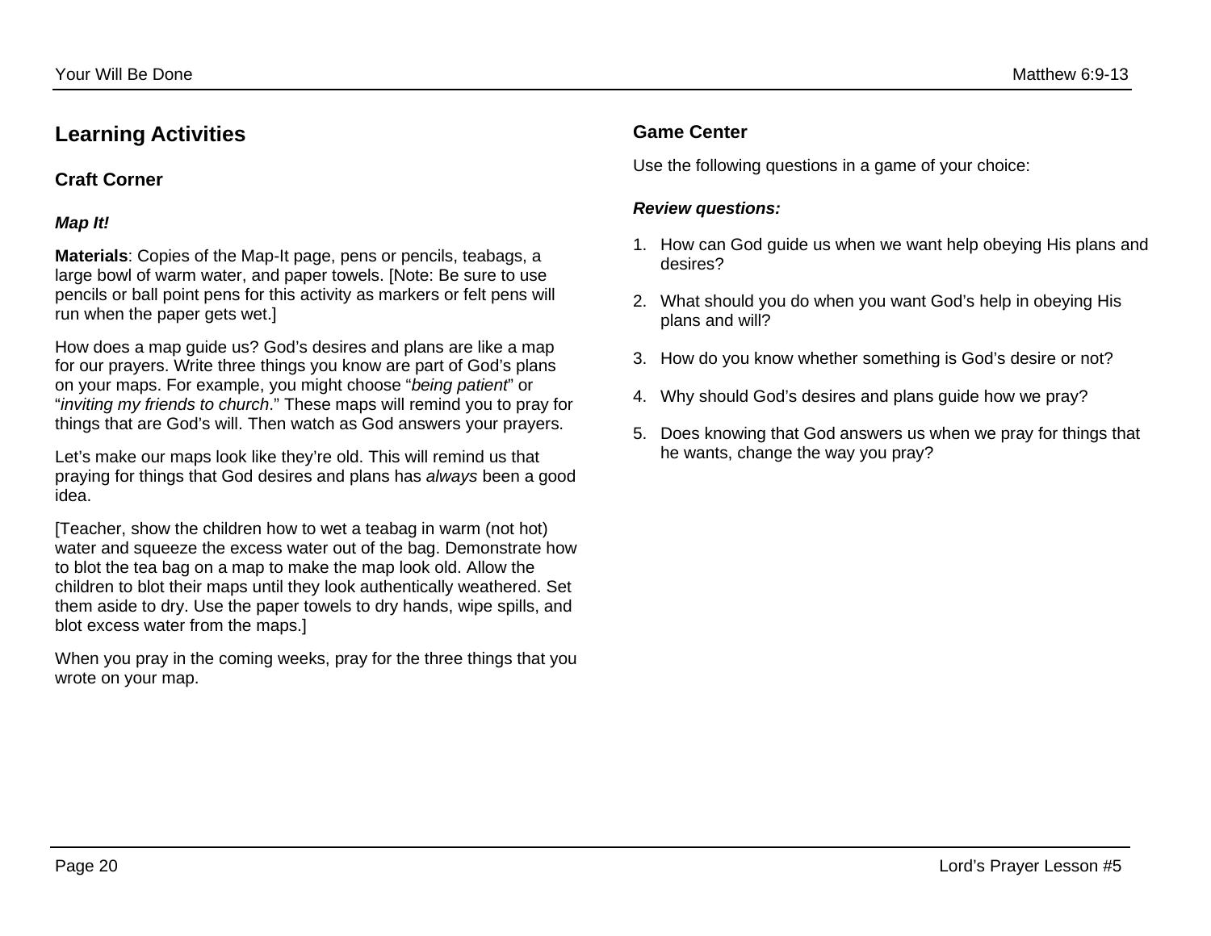## Learning Activities

### Craft Corner

***Map It!***

**Materials**: Copies of the Map-It page, pens or pencils, teabags, a large bowl of warm water, and paper towels. [Note: Be sure to use pencils or ball point pens for this activity as markers or felt pens will run when the paper gets wet.]

How does a map guide us? God's desires and plans are like a map for our prayers. Write three things you know are part of God's plans on your maps. For example, you might choose "*being patient*" or "*inviting my friends to church*." These maps will remind you to pray for things that are God's will. Then watch as God answers your prayers.

Let's make our maps look like they're old. This will remind us that praying for things that God desires and plans has *always* been a good idea.

[Teacher, show the children how to wet a teabag in warm (not hot) water and squeeze the excess water out of the bag. Demonstrate how to blot the tea bag on a map to make the map look old. Allow the children to blot their maps until they look authentically weathered. Set them aside to dry. Use the paper towels to dry hands, wipe spills, and blot excess water from the maps.]

When you pray in the coming weeks, pray for the three things that you wrote on your map.

### Game Center

Use the following questions in a game of your choice:

***Review questions:***

1. How can God guide us when we want help obeying His plans and desires?
2. What should you do when you want God's help in obeying His plans and will?
3. How do you know whether something is God's desire or not?
4. Why should God's desires and plans guide how we pray?
5. Does knowing that God answers us when we pray for things that he wants, change the way you pray?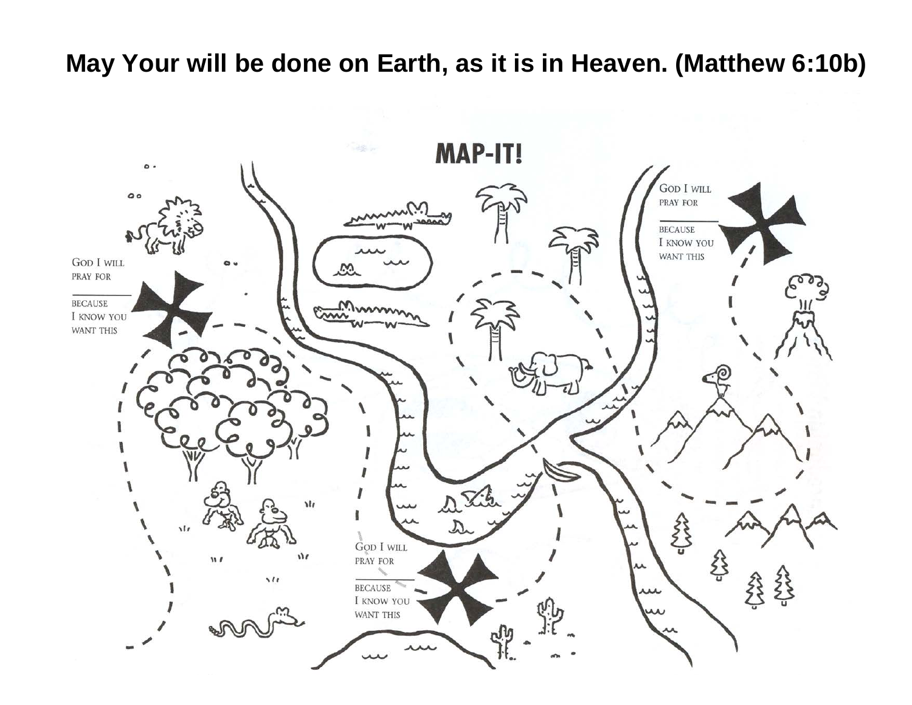**May Your will be done on Earth, as it is in Heaven. (Matthew 6:10b)**

MAP-IT!

GOD I WILL PRAY FOR

___________

BECAUSE I KNOW YOU WANT THIS

GOD I WILL PRAY FOR

___________

BECAUSE I KNOW YOU WANT THIS

GOD I WILL PRAY FOR

___________

BECAUSE I KNOW YOU WANT THIS